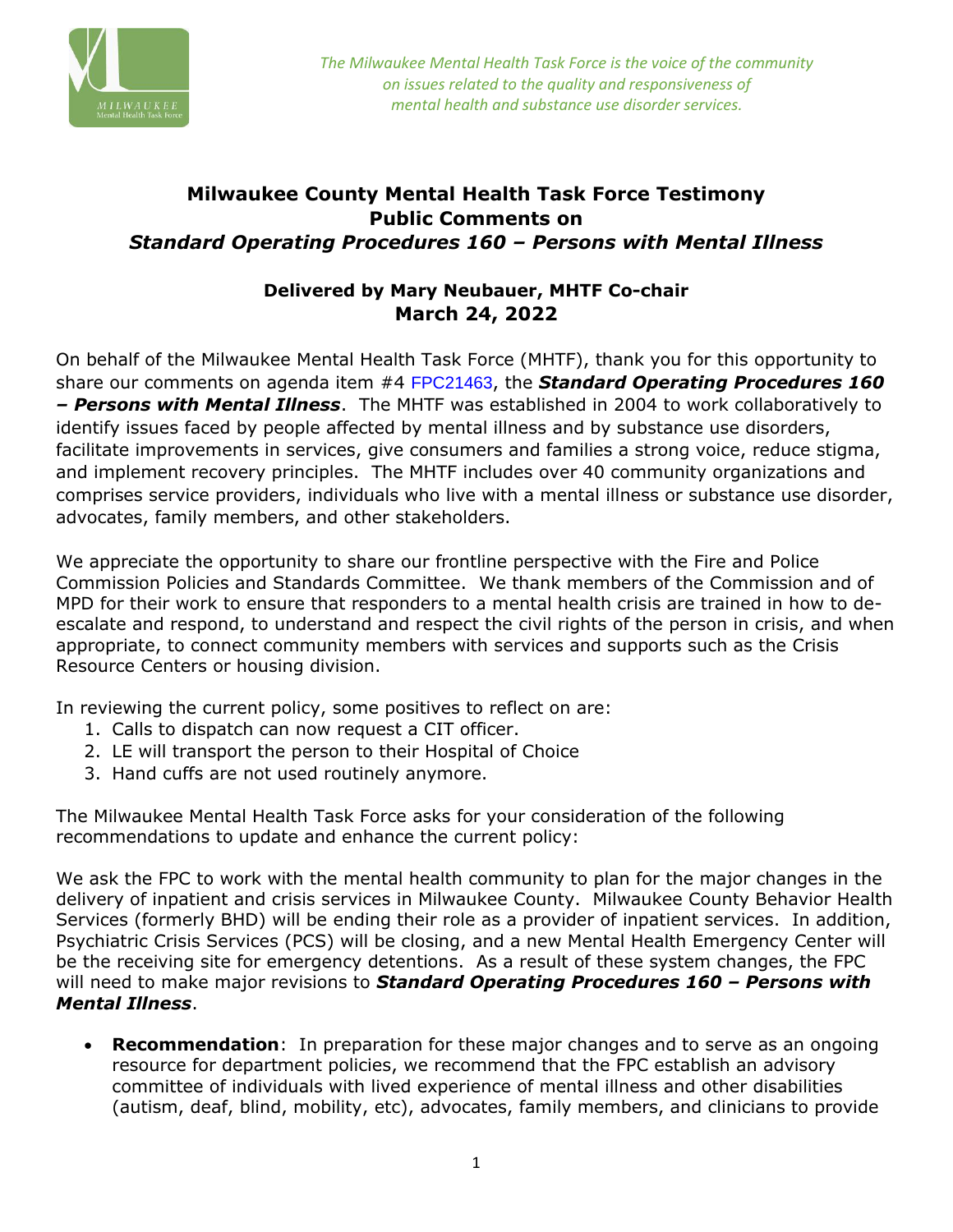*The Milwaukee Mental Health Task Force is the voice of the community on issues related to the quality and responsiveness of mental health and substance use disorder services.*

# Milwaukee County Mental Health Task Force Testimony
# Public Comments on
# *Standard Operating Procedures 160 – Persons with Mental Illness*

## Delivered by Mary Neubauer, MHTF Co-chair
## March 24, 2022

On behalf of the Milwaukee Mental Health Task Force (MHTF), thank you for this opportunity to share our comments on agenda item #4 FPC21463, the ***Standard Operating Procedures 160 – Persons with Mental Illness***. The MHTF was established in 2004 to work collaboratively to identify issues faced by people affected by mental illness and by substance use disorders, facilitate improvements in services, give consumers and families a strong voice, reduce stigma, and implement recovery principles. The MHTF includes over 40 community organizations and comprises service providers, individuals who live with a mental illness or substance use disorder, advocates, family members, and other stakeholders.

We appreciate the opportunity to share our frontline perspective with the Fire and Police Commission Policies and Standards Committee. We thank members of the Commission and of MPD for their work to ensure that responders to a mental health crisis are trained in how to de-escalate and respond, to understand and respect the civil rights of the person in crisis, and when appropriate, to connect community members with services and supports such as the Crisis Resource Centers or housing division.

In reviewing the current policy, some positives to reflect on are:

1. Calls to dispatch can now request a CIT officer.
2. LE will transport the person to their Hospital of Choice
3. Hand cuffs are not used routinely anymore.

The Milwaukee Mental Health Task Force asks for your consideration of the following recommendations to update and enhance the current policy:

We ask the FPC to work with the mental health community to plan for the major changes in the delivery of inpatient and crisis services in Milwaukee County. Milwaukee County Behavior Health Services (formerly BHD) will be ending their role as a provider of inpatient services. In addition, Psychiatric Crisis Services (PCS) will be closing, and a new Mental Health Emergency Center will be the receiving site for emergency detentions. As a result of these system changes, the FPC will need to make major revisions to ***Standard Operating Procedures 160 – Persons with Mental Illness***.

- **Recommendation**: In preparation for these major changes and to serve as an ongoing resource for department policies, we recommend that the FPC establish an advisory committee of individuals with lived experience of mental illness and other disabilities (autism, deaf, blind, mobility, etc), advocates, family members, and clinicians to provide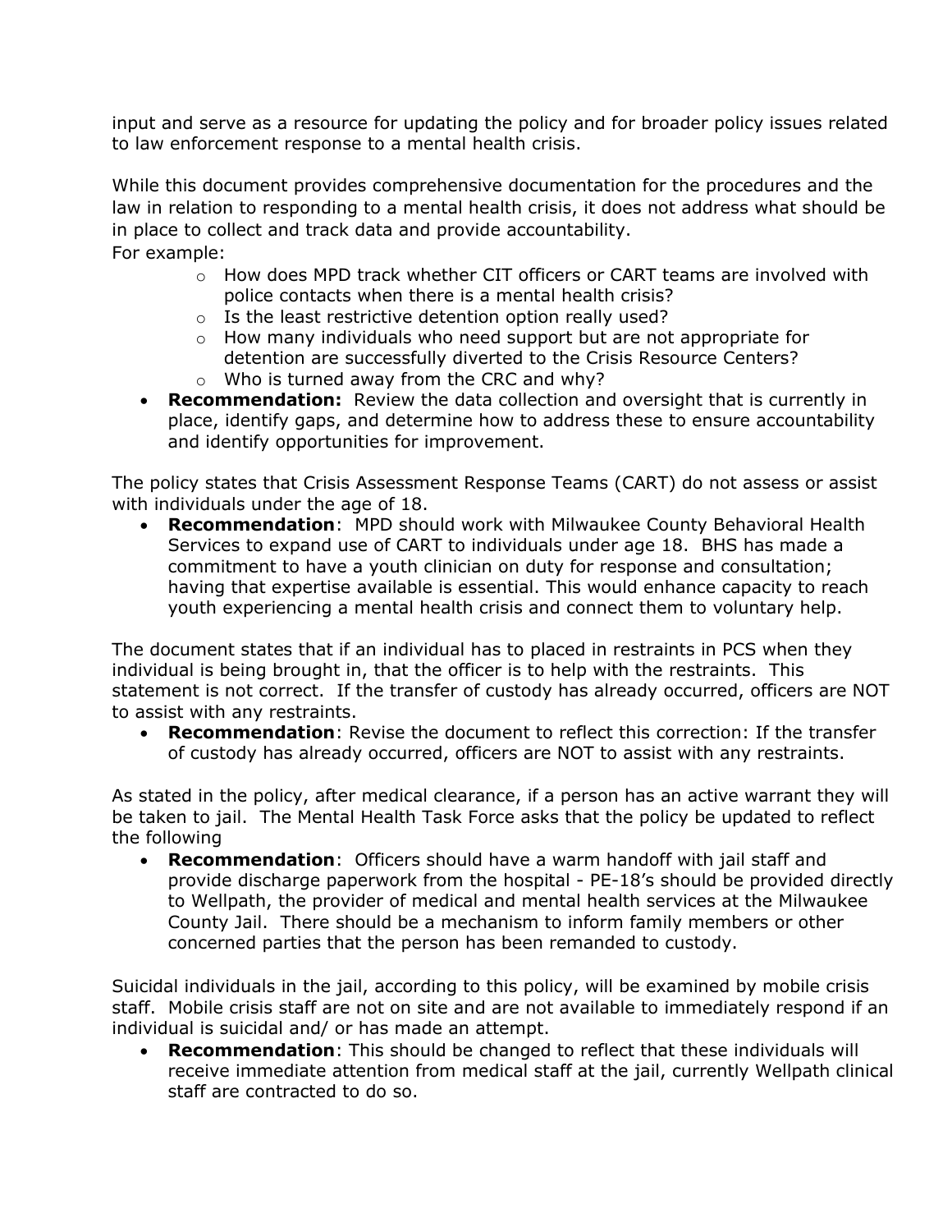input and serve as a resource for updating the policy and for broader policy issues related to law enforcement response to a mental health crisis.

While this document provides comprehensive documentation for the procedures and the law in relation to responding to a mental health crisis, it does not address what should be in place to collect and track data and provide accountability.
For example:

- How does MPD track whether CIT officers or CART teams are involved with police contacts when there is a mental health crisis?
- Is the least restrictive detention option really used?
- How many individuals who need support but are not appropriate for detention are successfully diverted to the Crisis Resource Centers?
- Who is turned away from the CRC and why?

- **Recommendation:** Review the data collection and oversight that is currently in place, identify gaps, and determine how to address these to ensure accountability and identify opportunities for improvement.

The policy states that Crisis Assessment Response Teams (CART) do not assess or assist with individuals under the age of 18.

- **Recommendation**: MPD should work with Milwaukee County Behavioral Health Services to expand use of CART to individuals under age 18. BHS has made a commitment to have a youth clinician on duty for response and consultation; having that expertise available is essential. This would enhance capacity to reach youth experiencing a mental health crisis and connect them to voluntary help.

The document states that if an individual has to placed in restraints in PCS when they individual is being brought in, that the officer is to help with the restraints. This statement is not correct. If the transfer of custody has already occurred, officers are NOT to assist with any restraints.

- **Recommendation**: Revise the document to reflect this correction: If the transfer of custody has already occurred, officers are NOT to assist with any restraints.

As stated in the policy, after medical clearance, if a person has an active warrant they will be taken to jail. The Mental Health Task Force asks that the policy be updated to reflect the following

- **Recommendation**: Officers should have a warm handoff with jail staff and provide discharge paperwork from the hospital - PE-18's should be provided directly to Wellpath, the provider of medical and mental health services at the Milwaukee County Jail. There should be a mechanism to inform family members or other concerned parties that the person has been remanded to custody.

Suicidal individuals in the jail, according to this policy, will be examined by mobile crisis staff. Mobile crisis staff are not on site and are not available to immediately respond if an individual is suicidal and/ or has made an attempt.

- **Recommendation**: This should be changed to reflect that these individuals will receive immediate attention from medical staff at the jail, currently Wellpath clinical staff are contracted to do so.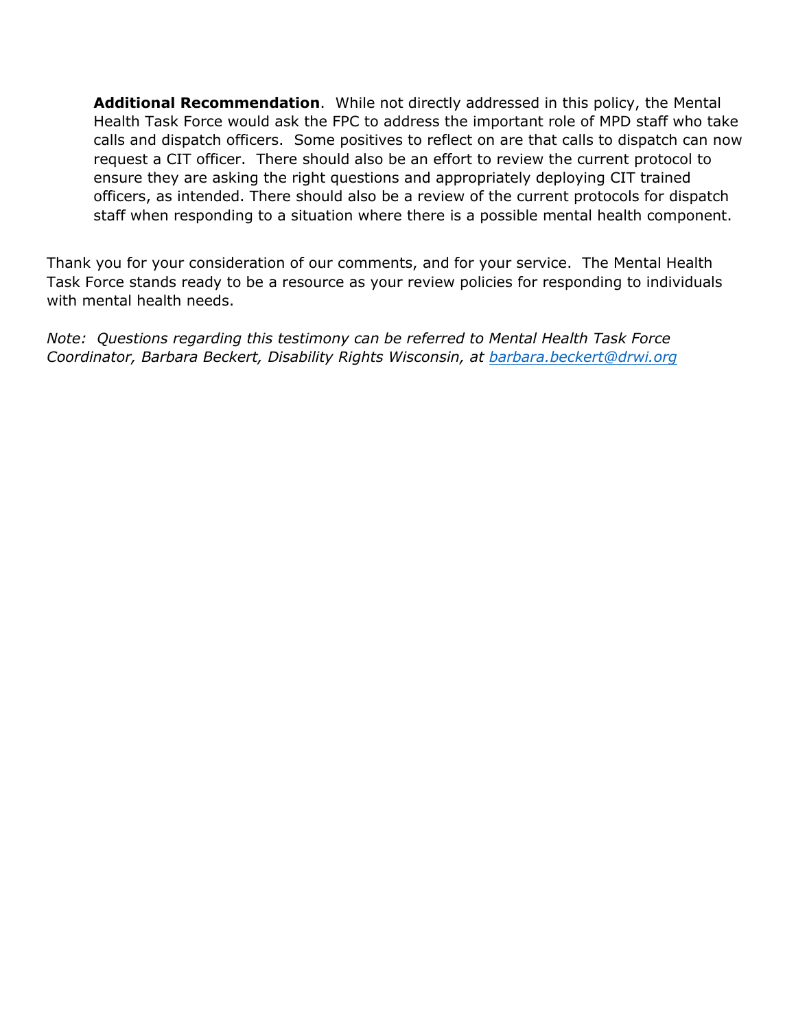**Additional Recommendation**. While not directly addressed in this policy, the Mental Health Task Force would ask the FPC to address the important role of MPD staff who take calls and dispatch officers. Some positives to reflect on are that calls to dispatch can now request a CIT officer. There should also be an effort to review the current protocol to ensure they are asking the right questions and appropriately deploying CIT trained officers, as intended. There should also be a review of the current protocols for dispatch staff when responding to a situation where there is a possible mental health component.

Thank you for your consideration of our comments, and for your service. The Mental Health Task Force stands ready to be a resource as your review policies for responding to individuals with mental health needs.

*Note: Questions regarding this testimony can be referred to Mental Health Task Force Coordinator, Barbara Beckert, Disability Rights Wisconsin, at [barbara.beckert@drwi.org](mailto:barbara.beckert@drwi.org)*